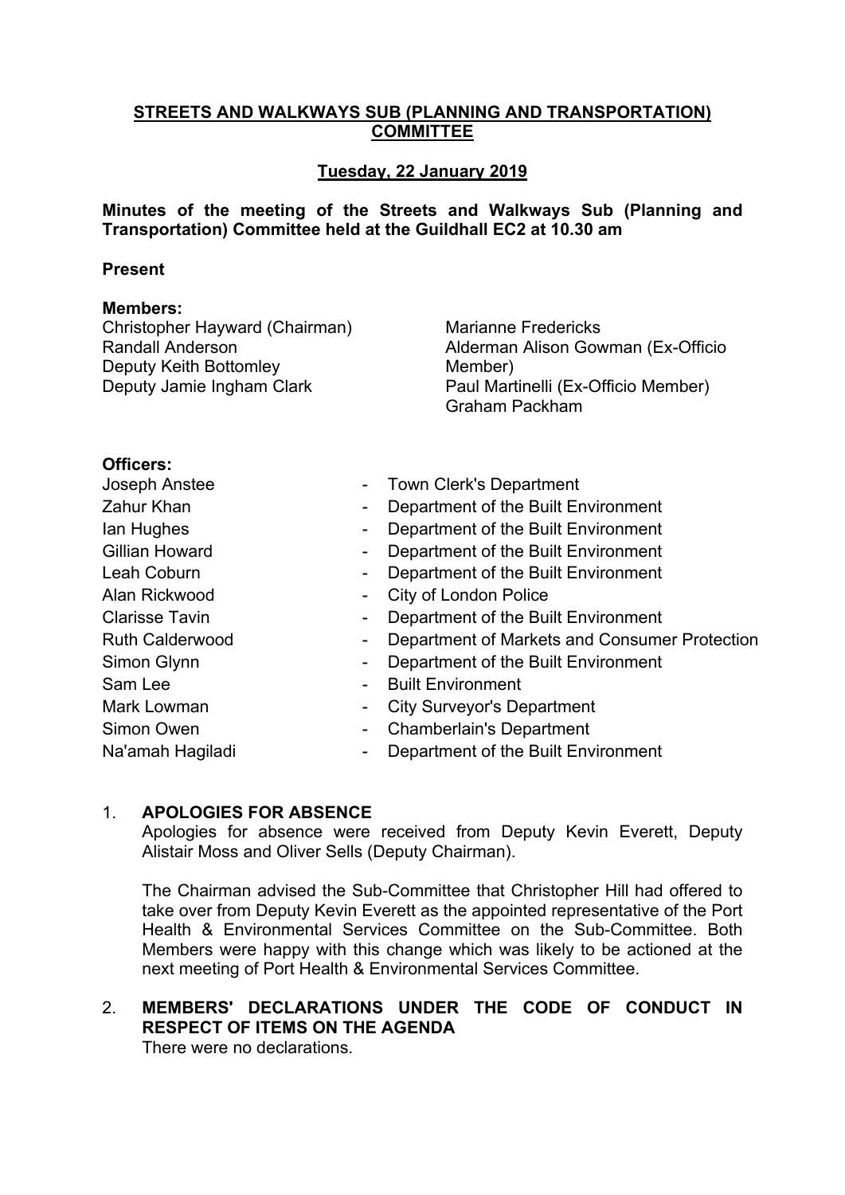# STREETS AND WALKWAYS SUB (PLANNING AND TRANSPORTATION) COMMITTEE

## Tuesday, 22 January 2019

**Minutes of the meeting of the Streets and Walkways Sub (Planning and Transportation) Committee held at the Guildhall EC2 at 10.30 am**

**Present**

**Members:**

Christopher Hayward (Chairman)
Randall Anderson
Deputy Keith Bottomley
Deputy Jamie Ingham Clark
Marianne Fredericks
Alderman Alison Gowman (Ex-Officio Member)
Paul Martinelli (Ex-Officio Member)
Graham Packham

**Officers:**

| | | |
|---|---|---|
| Joseph Anstee | - | Town Clerk's Department |
| Zahur Khan | - | Department of the Built Environment |
| Ian Hughes | - | Department of the Built Environment |
| Gillian Howard | - | Department of the Built Environment |
| Leah Coburn | - | Department of the Built Environment |
| Alan Rickwood | - | City of London Police |
| Clarisse Tavin | - | Department of the Built Environment |
| Ruth Calderwood | - | Department of Markets and Consumer Protection |
| Simon Glynn | - | Department of the Built Environment |
| Sam Lee | - | Built Environment |
| Mark Lowman | - | City Surveyor's Department |
| Simon Owen | - | Chamberlain's Department |
| Na'amah Hagiladi | - | Department of the Built Environment |

1. **APOLOGIES FOR ABSENCE**

   Apologies for absence were received from Deputy Kevin Everett, Deputy Alistair Moss and Oliver Sells (Deputy Chairman).

   The Chairman advised the Sub-Committee that Christopher Hill had offered to take over from Deputy Kevin Everett as the appointed representative of the Port Health & Environmental Services Committee on the Sub-Committee. Both Members were happy with this change which was likely to be actioned at the next meeting of Port Health & Environmental Services Committee.

2. **MEMBERS' DECLARATIONS UNDER THE CODE OF CONDUCT IN RESPECT OF ITEMS ON THE AGENDA**

   There were no declarations.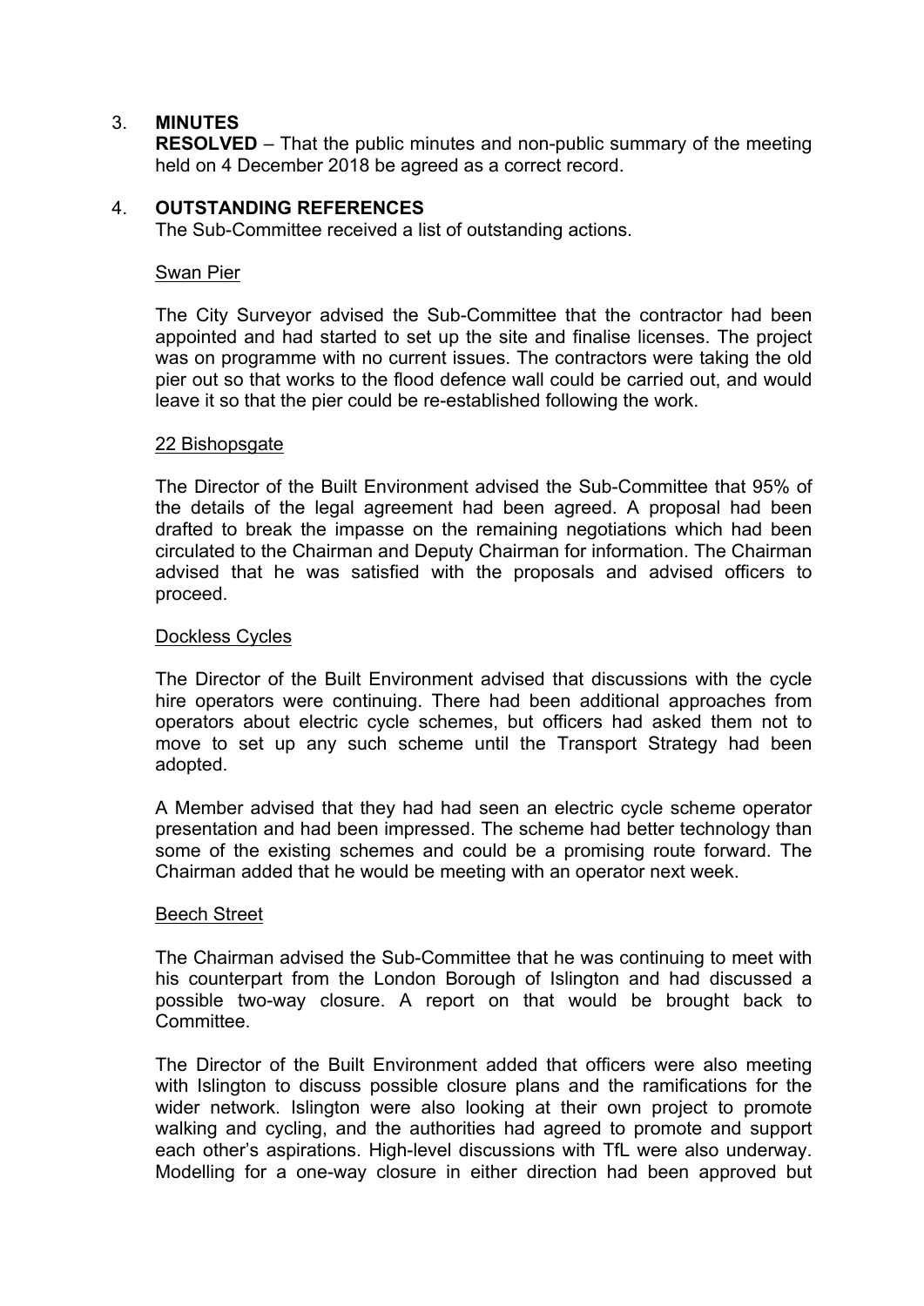3. **MINUTES**

**RESOLVED** – That the public minutes and non-public summary of the meeting held on 4 December 2018 be agreed as a correct record.

4. **OUTSTANDING REFERENCES**

The Sub-Committee received a list of outstanding actions.

<u>Swan Pier</u>

The City Surveyor advised the Sub-Committee that the contractor had been appointed and had started to set up the site and finalise licenses. The project was on programme with no current issues. The contractors were taking the old pier out so that works to the flood defence wall could be carried out, and would leave it so that the pier could be re-established following the work.

<u>22 Bishopsgate</u>

The Director of the Built Environment advised the Sub-Committee that 95% of the details of the legal agreement had been agreed. A proposal had been drafted to break the impasse on the remaining negotiations which had been circulated to the Chairman and Deputy Chairman for information. The Chairman advised that he was satisfied with the proposals and advised officers to proceed.

<u>Dockless Cycles</u>

The Director of the Built Environment advised that discussions with the cycle hire operators were continuing. There had been additional approaches from operators about electric cycle schemes, but officers had asked them not to move to set up any such scheme until the Transport Strategy had been adopted.

A Member advised that they had had seen an electric cycle scheme operator presentation and had been impressed. The scheme had better technology than some of the existing schemes and could be a promising route forward. The Chairman added that he would be meeting with an operator next week.

<u>Beech Street</u>

The Chairman advised the Sub-Committee that he was continuing to meet with his counterpart from the London Borough of Islington and had discussed a possible two-way closure. A report on that would be brought back to Committee.

The Director of the Built Environment added that officers were also meeting with Islington to discuss possible closure plans and the ramifications for the wider network. Islington were also looking at their own project to promote walking and cycling, and the authorities had agreed to promote and support each other's aspirations. High-level discussions with TfL were also underway. Modelling for a one-way closure in either direction had been approved but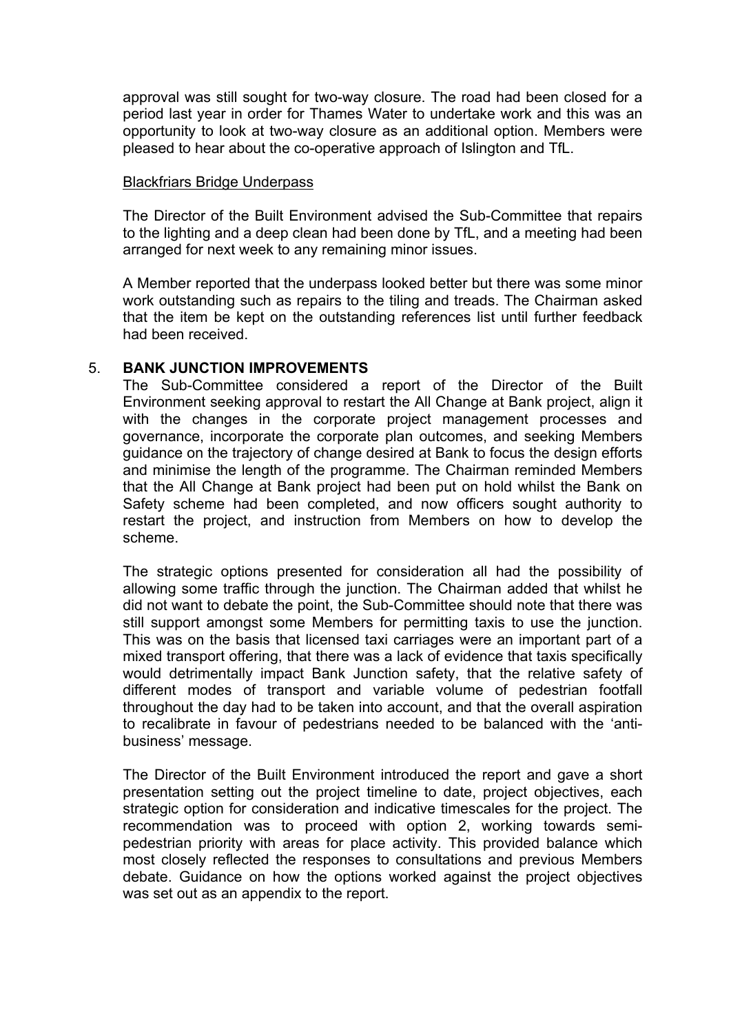approval was still sought for two-way closure. The road had been closed for a period last year in order for Thames Water to undertake work and this was an opportunity to look at two-way closure as an additional option. Members were pleased to hear about the co-operative approach of Islington and TfL.

Blackfriars Bridge Underpass

The Director of the Built Environment advised the Sub-Committee that repairs to the lighting and a deep clean had been done by TfL, and a meeting had been arranged for next week to any remaining minor issues.

A Member reported that the underpass looked better but there was some minor work outstanding such as repairs to the tiling and treads. The Chairman asked that the item be kept on the outstanding references list until further feedback had been received.

5. **BANK JUNCTION IMPROVEMENTS**

The Sub-Committee considered a report of the Director of the Built Environment seeking approval to restart the All Change at Bank project, align it with the changes in the corporate project management processes and governance, incorporate the corporate plan outcomes, and seeking Members guidance on the trajectory of change desired at Bank to focus the design efforts and minimise the length of the programme. The Chairman reminded Members that the All Change at Bank project had been put on hold whilst the Bank on Safety scheme had been completed, and now officers sought authority to restart the project, and instruction from Members on how to develop the scheme.

The strategic options presented for consideration all had the possibility of allowing some traffic through the junction. The Chairman added that whilst he did not want to debate the point, the Sub-Committee should note that there was still support amongst some Members for permitting taxis to use the junction. This was on the basis that licensed taxi carriages were an important part of a mixed transport offering, that there was a lack of evidence that taxis specifically would detrimentally impact Bank Junction safety, that the relative safety of different modes of transport and variable volume of pedestrian footfall throughout the day had to be taken into account, and that the overall aspiration to recalibrate in favour of pedestrians needed to be balanced with the 'anti-business' message.

The Director of the Built Environment introduced the report and gave a short presentation setting out the project timeline to date, project objectives, each strategic option for consideration and indicative timescales for the project. The recommendation was to proceed with option 2, working towards semi-pedestrian priority with areas for place activity. This provided balance which most closely reflected the responses to consultations and previous Members debate. Guidance on how the options worked against the project objectives was set out as an appendix to the report.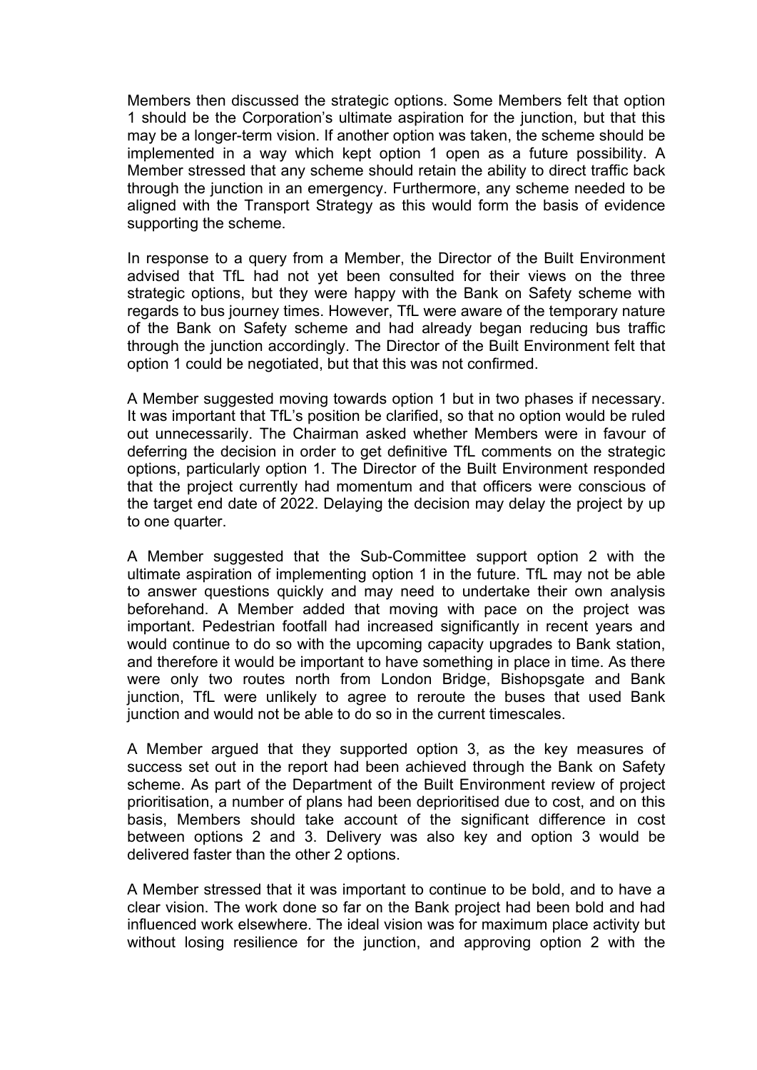Members then discussed the strategic options. Some Members felt that option 1 should be the Corporation's ultimate aspiration for the junction, but that this may be a longer-term vision. If another option was taken, the scheme should be implemented in a way which kept option 1 open as a future possibility. A Member stressed that any scheme should retain the ability to direct traffic back through the junction in an emergency. Furthermore, any scheme needed to be aligned with the Transport Strategy as this would form the basis of evidence supporting the scheme.

In response to a query from a Member, the Director of the Built Environment advised that TfL had not yet been consulted for their views on the three strategic options, but they were happy with the Bank on Safety scheme with regards to bus journey times. However, TfL were aware of the temporary nature of the Bank on Safety scheme and had already began reducing bus traffic through the junction accordingly. The Director of the Built Environment felt that option 1 could be negotiated, but that this was not confirmed.

A Member suggested moving towards option 1 but in two phases if necessary. It was important that TfL's position be clarified, so that no option would be ruled out unnecessarily. The Chairman asked whether Members were in favour of deferring the decision in order to get definitive TfL comments on the strategic options, particularly option 1. The Director of the Built Environment responded that the project currently had momentum and that officers were conscious of the target end date of 2022. Delaying the decision may delay the project by up to one quarter.

A Member suggested that the Sub-Committee support option 2 with the ultimate aspiration of implementing option 1 in the future. TfL may not be able to answer questions quickly and may need to undertake their own analysis beforehand. A Member added that moving with pace on the project was important. Pedestrian footfall had increased significantly in recent years and would continue to do so with the upcoming capacity upgrades to Bank station, and therefore it would be important to have something in place in time. As there were only two routes north from London Bridge, Bishopsgate and Bank junction, TfL were unlikely to agree to reroute the buses that used Bank junction and would not be able to do so in the current timescales.

A Member argued that they supported option 3, as the key measures of success set out in the report had been achieved through the Bank on Safety scheme. As part of the Department of the Built Environment review of project prioritisation, a number of plans had been deprioritised due to cost, and on this basis, Members should take account of the significant difference in cost between options 2 and 3. Delivery was also key and option 3 would be delivered faster than the other 2 options.

A Member stressed that it was important to continue to be bold, and to have a clear vision. The work done so far on the Bank project had been bold and had influenced work elsewhere. The ideal vision was for maximum place activity but without losing resilience for the junction, and approving option 2 with the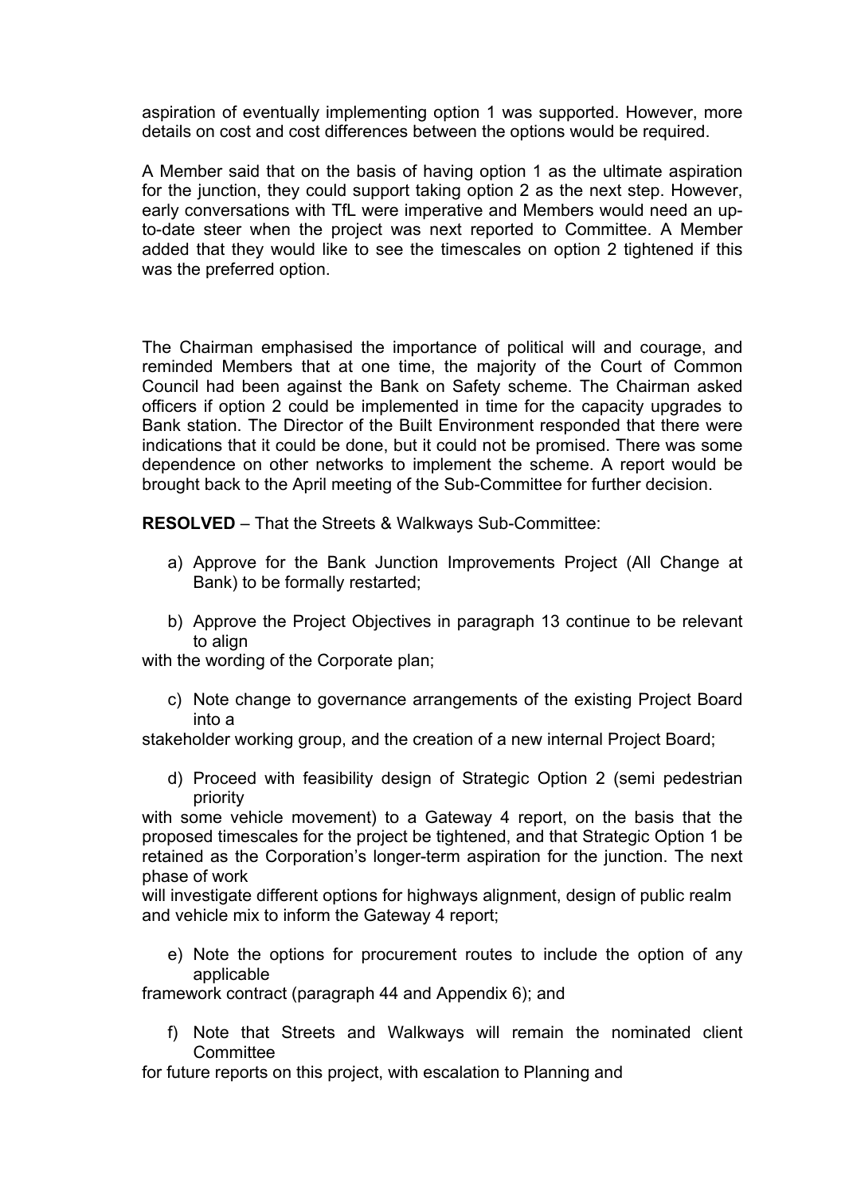aspiration of eventually implementing option 1 was supported. However, more details on cost and cost differences between the options would be required.

A Member said that on the basis of having option 1 as the ultimate aspiration for the junction, they could support taking option 2 as the next step. However, early conversations with TfL were imperative and Members would need an up-to-date steer when the project was next reported to Committee. A Member added that they would like to see the timescales on option 2 tightened if this was the preferred option.

The Chairman emphasised the importance of political will and courage, and reminded Members that at one time, the majority of the Court of Common Council had been against the Bank on Safety scheme. The Chairman asked officers if option 2 could be implemented in time for the capacity upgrades to Bank station. The Director of the Built Environment responded that there were indications that it could be done, but it could not be promised. There was some dependence on other networks to implement the scheme. A report would be brought back to the April meeting of the Sub-Committee for further decision.

**RESOLVED** – That the Streets & Walkways Sub-Committee:

a) Approve for the Bank Junction Improvements Project (All Change at Bank) to be formally restarted;

b) Approve the Project Objectives in paragraph 13 continue to be relevant to align with the wording of the Corporate plan;

c) Note change to governance arrangements of the existing Project Board into a stakeholder working group, and the creation of a new internal Project Board;

d) Proceed with feasibility design of Strategic Option 2 (semi pedestrian priority with some vehicle movement) to a Gateway 4 report, on the basis that the proposed timescales for the project be tightened, and that Strategic Option 1 be retained as the Corporation's longer-term aspiration for the junction. The next phase of work will investigate different options for highways alignment, design of public realm and vehicle mix to inform the Gateway 4 report;

e) Note the options for procurement routes to include the option of any applicable framework contract (paragraph 44 and Appendix 6); and

f) Note that Streets and Walkways will remain the nominated client Committee for future reports on this project, with escalation to Planning and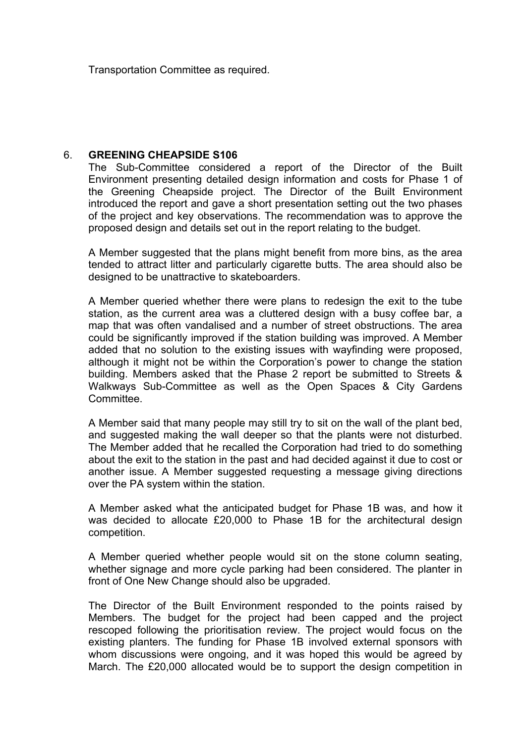Transportation Committee as required.

6. **GREENING CHEAPSIDE S106**

The Sub-Committee considered a report of the Director of the Built Environment presenting detailed design information and costs for Phase 1 of the Greening Cheapside project. The Director of the Built Environment introduced the report and gave a short presentation setting out the two phases of the project and key observations. The recommendation was to approve the proposed design and details set out in the report relating to the budget.

A Member suggested that the plans might benefit from more bins, as the area tended to attract litter and particularly cigarette butts. The area should also be designed to be unattractive to skateboarders.

A Member queried whether there were plans to redesign the exit to the tube station, as the current area was a cluttered design with a busy coffee bar, a map that was often vandalised and a number of street obstructions. The area could be significantly improved if the station building was improved. A Member added that no solution to the existing issues with wayfinding were proposed, although it might not be within the Corporation's power to change the station building. Members asked that the Phase 2 report be submitted to Streets & Walkways Sub-Committee as well as the Open Spaces & City Gardens Committee.

A Member said that many people may still try to sit on the wall of the plant bed, and suggested making the wall deeper so that the plants were not disturbed. The Member added that he recalled the Corporation had tried to do something about the exit to the station in the past and had decided against it due to cost or another issue. A Member suggested requesting a message giving directions over the PA system within the station.

A Member asked what the anticipated budget for Phase 1B was, and how it was decided to allocate £20,000 to Phase 1B for the architectural design competition.

A Member queried whether people would sit on the stone column seating, whether signage and more cycle parking had been considered. The planter in front of One New Change should also be upgraded.

The Director of the Built Environment responded to the points raised by Members. The budget for the project had been capped and the project rescoped following the prioritisation review. The project would focus on the existing planters. The funding for Phase 1B involved external sponsors with whom discussions were ongoing, and it was hoped this would be agreed by March. The £20,000 allocated would be to support the design competition in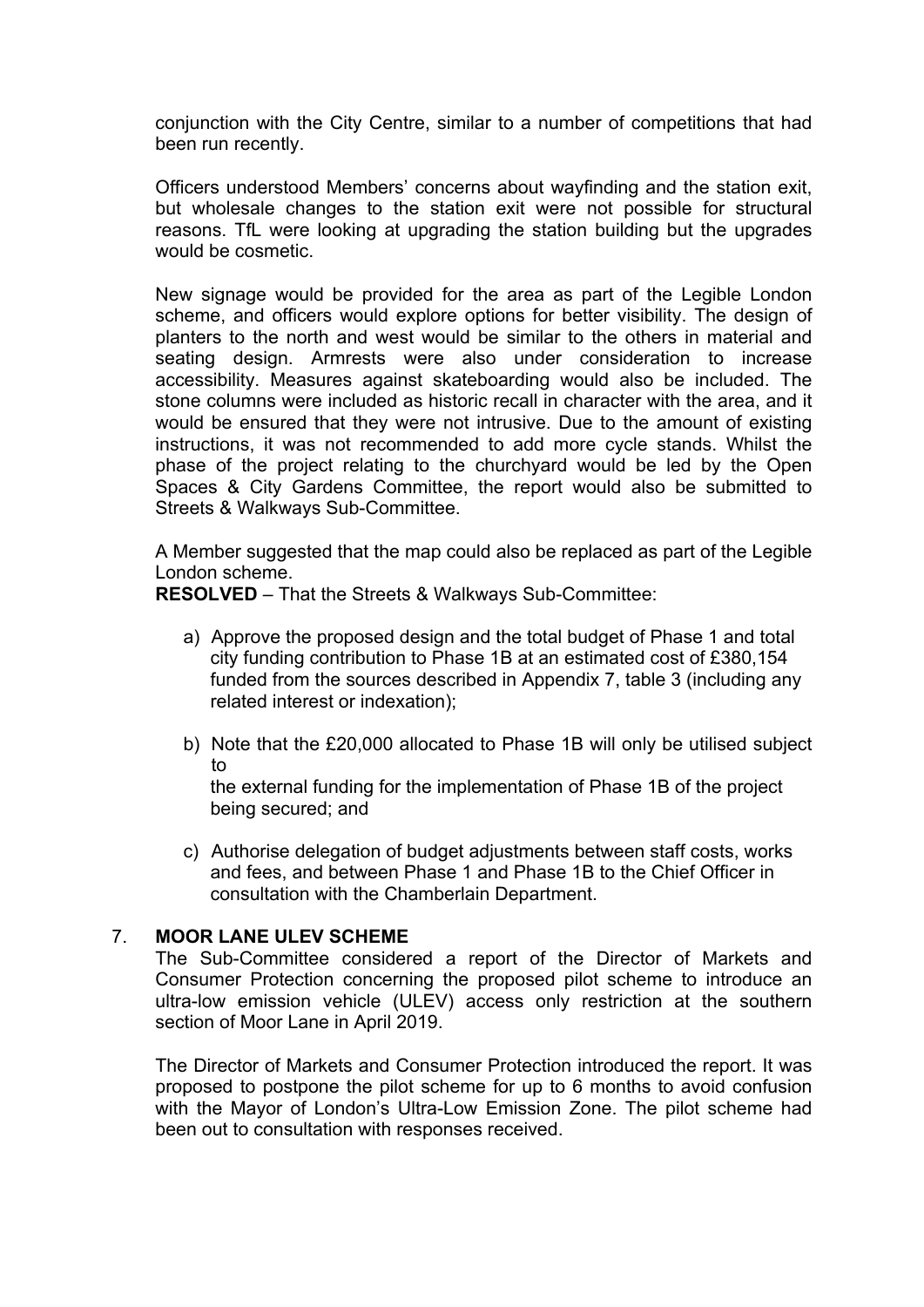conjunction with the City Centre, similar to a number of competitions that had been run recently.

Officers understood Members' concerns about wayfinding and the station exit, but wholesale changes to the station exit were not possible for structural reasons. TfL were looking at upgrading the station building but the upgrades would be cosmetic.

New signage would be provided for the area as part of the Legible London scheme, and officers would explore options for better visibility. The design of planters to the north and west would be similar to the others in material and seating design. Armrests were also under consideration to increase accessibility. Measures against skateboarding would also be included. The stone columns were included as historic recall in character with the area, and it would be ensured that they were not intrusive. Due to the amount of existing instructions, it was not recommended to add more cycle stands. Whilst the phase of the project relating to the churchyard would be led by the Open Spaces & City Gardens Committee, the report would also be submitted to Streets & Walkways Sub-Committee.

A Member suggested that the map could also be replaced as part of the Legible London scheme.

**RESOLVED** – That the Streets & Walkways Sub-Committee:

a) Approve the proposed design and the total budget of Phase 1 and total city funding contribution to Phase 1B at an estimated cost of £380,154 funded from the sources described in Appendix 7, table 3 (including any related interest or indexation);

b) Note that the £20,000 allocated to Phase 1B will only be utilised subject to the external funding for the implementation of Phase 1B of the project being secured; and

c) Authorise delegation of budget adjustments between staff costs, works and fees, and between Phase 1 and Phase 1B to the Chief Officer in consultation with the Chamberlain Department.

## 7. MOOR LANE ULEV SCHEME

The Sub-Committee considered a report of the Director of Markets and Consumer Protection concerning the proposed pilot scheme to introduce an ultra-low emission vehicle (ULEV) access only restriction at the southern section of Moor Lane in April 2019.

The Director of Markets and Consumer Protection introduced the report. It was proposed to postpone the pilot scheme for up to 6 months to avoid confusion with the Mayor of London's Ultra-Low Emission Zone. The pilot scheme had been out to consultation with responses received.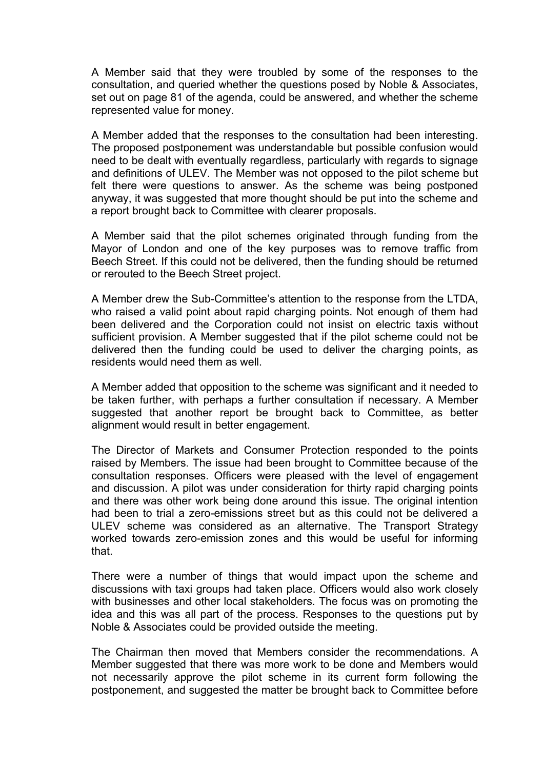A Member said that they were troubled by some of the responses to the consultation, and queried whether the questions posed by Noble & Associates, set out on page 81 of the agenda, could be answered, and whether the scheme represented value for money.

A Member added that the responses to the consultation had been interesting. The proposed postponement was understandable but possible confusion would need to be dealt with eventually regardless, particularly with regards to signage and definitions of ULEV. The Member was not opposed to the pilot scheme but felt there were questions to answer. As the scheme was being postponed anyway, it was suggested that more thought should be put into the scheme and a report brought back to Committee with clearer proposals.

A Member said that the pilot schemes originated through funding from the Mayor of London and one of the key purposes was to remove traffic from Beech Street. If this could not be delivered, then the funding should be returned or rerouted to the Beech Street project.

A Member drew the Sub-Committee's attention to the response from the LTDA, who raised a valid point about rapid charging points. Not enough of them had been delivered and the Corporation could not insist on electric taxis without sufficient provision. A Member suggested that if the pilot scheme could not be delivered then the funding could be used to deliver the charging points, as residents would need them as well.

A Member added that opposition to the scheme was significant and it needed to be taken further, with perhaps a further consultation if necessary. A Member suggested that another report be brought back to Committee, as better alignment would result in better engagement.

The Director of Markets and Consumer Protection responded to the points raised by Members. The issue had been brought to Committee because of the consultation responses. Officers were pleased with the level of engagement and discussion. A pilot was under consideration for thirty rapid charging points and there was other work being done around this issue. The original intention had been to trial a zero-emissions street but as this could not be delivered a ULEV scheme was considered as an alternative. The Transport Strategy worked towards zero-emission zones and this would be useful for informing that.

There were a number of things that would impact upon the scheme and discussions with taxi groups had taken place. Officers would also work closely with businesses and other local stakeholders. The focus was on promoting the idea and this was all part of the process. Responses to the questions put by Noble & Associates could be provided outside the meeting.

The Chairman then moved that Members consider the recommendations. A Member suggested that there was more work to be done and Members would not necessarily approve the pilot scheme in its current form following the postponement, and suggested the matter be brought back to Committee before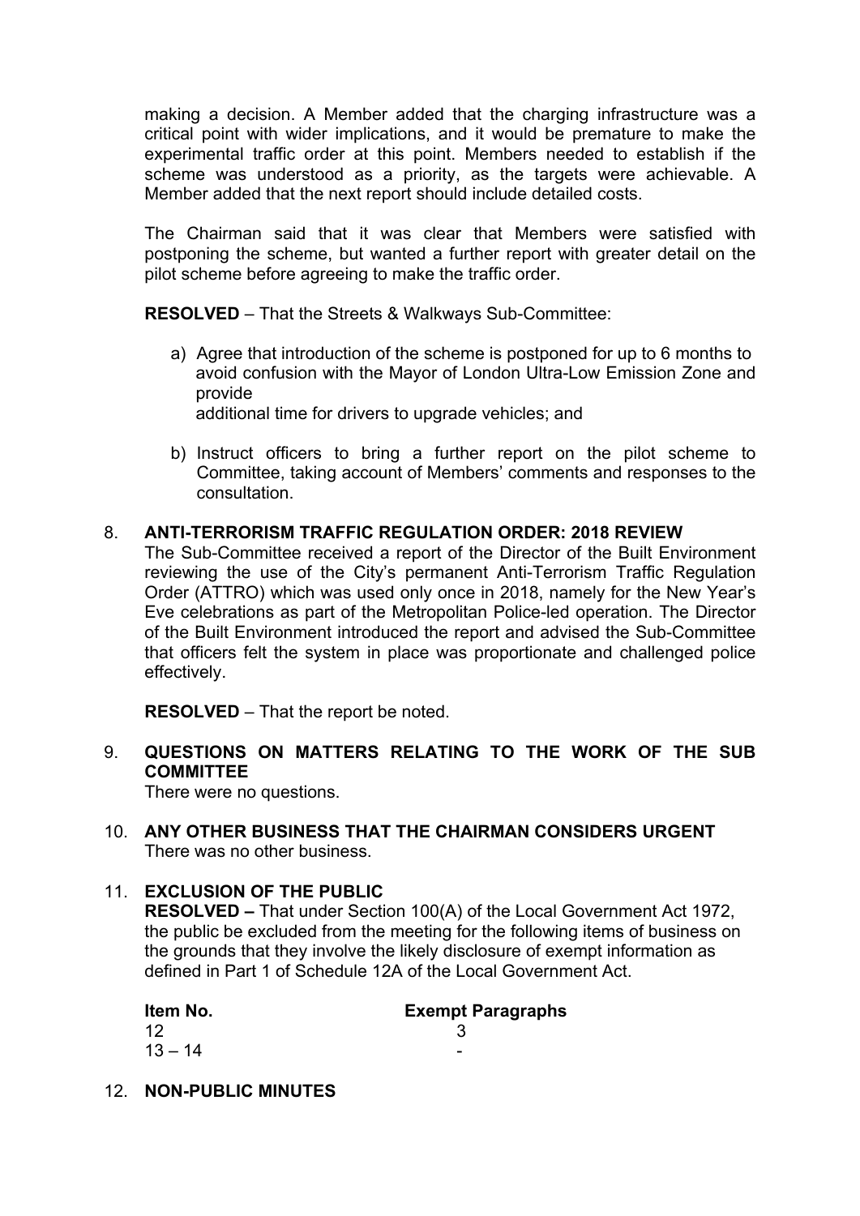making a decision. A Member added that the charging infrastructure was a critical point with wider implications, and it would be premature to make the experimental traffic order at this point. Members needed to establish if the scheme was understood as a priority, as the targets were achievable. A Member added that the next report should include detailed costs.

The Chairman said that it was clear that Members were satisfied with postponing the scheme, but wanted a further report with greater detail on the pilot scheme before agreeing to make the traffic order.

**RESOLVED** – That the Streets & Walkways Sub-Committee:

a) Agree that introduction of the scheme is postponed for up to 6 months to avoid confusion with the Mayor of London Ultra-Low Emission Zone and provide
additional time for drivers to upgrade vehicles; and

b) Instruct officers to bring a further report on the pilot scheme to Committee, taking account of Members' comments and responses to the consultation.

## 8. ANTI-TERRORISM TRAFFIC REGULATION ORDER: 2018 REVIEW

The Sub-Committee received a report of the Director of the Built Environment reviewing the use of the City's permanent Anti-Terrorism Traffic Regulation Order (ATTRO) which was used only once in 2018, namely for the New Year's Eve celebrations as part of the Metropolitan Police-led operation. The Director of the Built Environment introduced the report and advised the Sub-Committee that officers felt the system in place was proportionate and challenged police effectively.

**RESOLVED** – That the report be noted.

## 9. QUESTIONS ON MATTERS RELATING TO THE WORK OF THE SUB COMMITTEE

There were no questions.

## 10. ANY OTHER BUSINESS THAT THE CHAIRMAN CONSIDERS URGENT

There was no other business.

## 11. EXCLUSION OF THE PUBLIC

**RESOLVED –** That under Section 100(A) of the Local Government Act 1972, the public be excluded from the meeting for the following items of business on the grounds that they involve the likely disclosure of exempt information as defined in Part 1 of Schedule 12A of the Local Government Act.

| Item No. | Exempt Paragraphs |
|---|---|
| 12 | 3 |
| 13 – 14 | - |

## 12. NON-PUBLIC MINUTES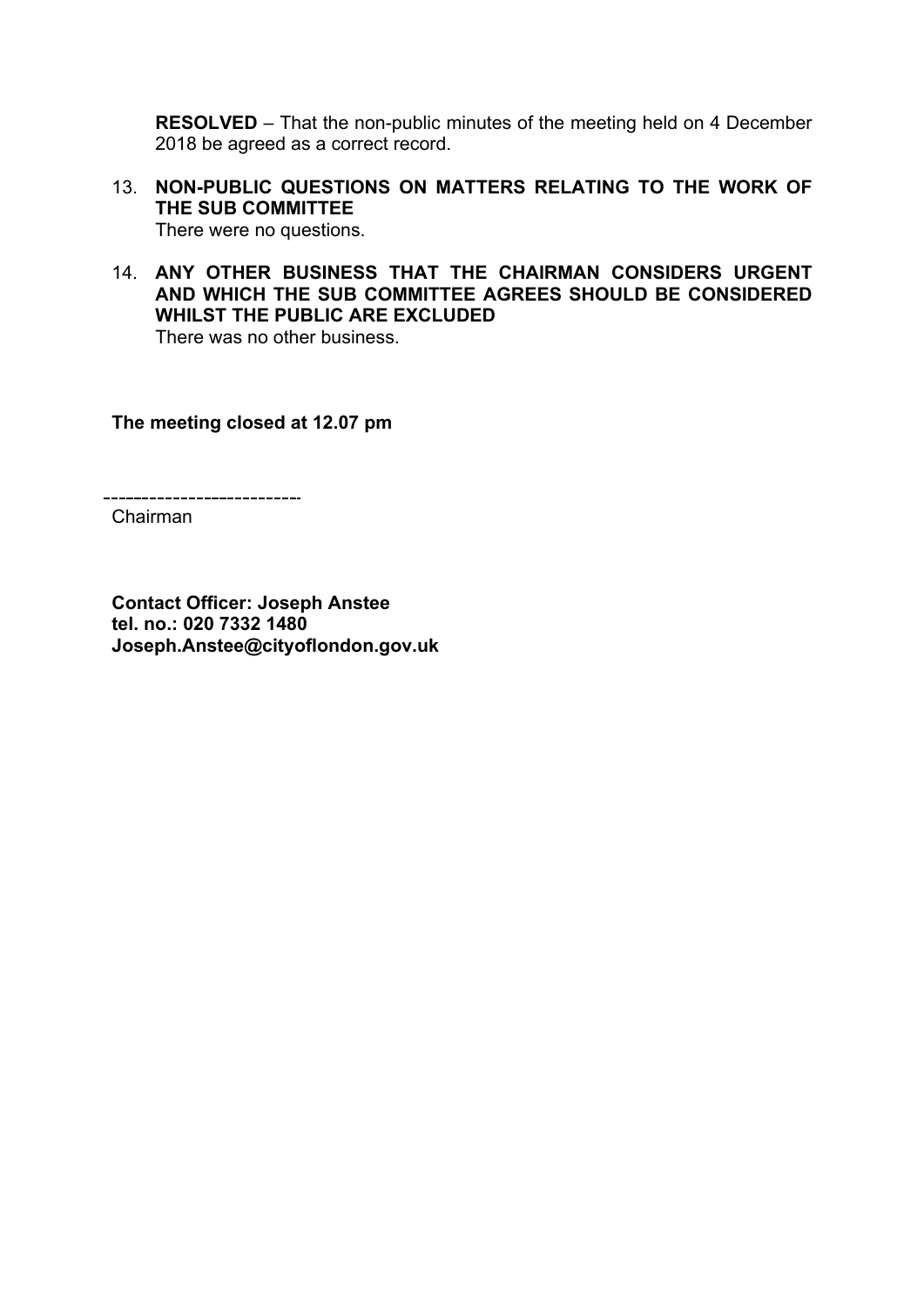**RESOLVED** – That the non-public minutes of the meeting held on 4 December 2018 be agreed as a correct record.

13. **NON-PUBLIC QUESTIONS ON MATTERS RELATING TO THE WORK OF THE SUB COMMITTEE**
    There were no questions.

14. **ANY OTHER BUSINESS THAT THE CHAIRMAN CONSIDERS URGENT AND WHICH THE SUB COMMITTEE AGREES SHOULD BE CONSIDERED WHILST THE PUBLIC ARE EXCLUDED**
    There was no other business.

**The meeting closed at 12.07 pm**

--------------------------

Chairman

**Contact Officer: Joseph Anstee**
**tel. no.: 020 7332 1480**
**Joseph.Anstee@cityoflondon.gov.uk**